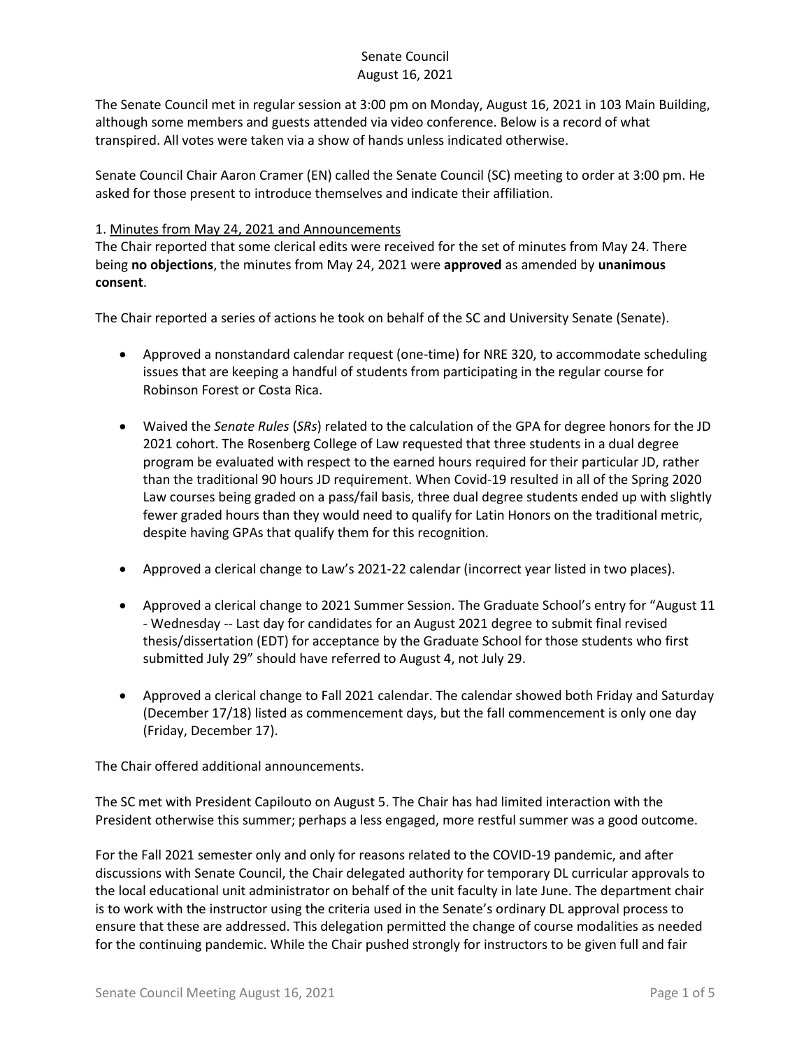# Senate Council
## August 16, 2021

The Senate Council met in regular session at 3:00 pm on Monday, August 16, 2021 in 103 Main Building, although some members and guests attended via video conference. Below is a record of what transpired. All votes were taken via a show of hands unless indicated otherwise.

Senate Council Chair Aaron Cramer (EN) called the Senate Council (SC) meeting to order at 3:00 pm. He asked for those present to introduce themselves and indicate their affiliation.

1. Minutes from May 24, 2021 and Announcements

The Chair reported that some clerical edits were received for the set of minutes from May 24. There being **no objections**, the minutes from May 24, 2021 were **approved** as amended by **unanimous consent**.

The Chair reported a series of actions he took on behalf of the SC and University Senate (Senate).

- Approved a nonstandard calendar request (one-time) for NRE 320, to accommodate scheduling issues that are keeping a handful of students from participating in the regular course for Robinson Forest or Costa Rica.
- Waived the *Senate Rules* (*SRs*) related to the calculation of the GPA for degree honors for the JD 2021 cohort. The Rosenberg College of Law requested that three students in a dual degree program be evaluated with respect to the earned hours required for their particular JD, rather than the traditional 90 hours JD requirement. When Covid-19 resulted in all of the Spring 2020 Law courses being graded on a pass/fail basis, three dual degree students ended up with slightly fewer graded hours than they would need to qualify for Latin Honors on the traditional metric, despite having GPAs that qualify them for this recognition.
- Approved a clerical change to Law's 2021-22 calendar (incorrect year listed in two places).
- Approved a clerical change to 2021 Summer Session. The Graduate School's entry for "August 11 - Wednesday -- Last day for candidates for an August 2021 degree to submit final revised thesis/dissertation (EDT) for acceptance by the Graduate School for those students who first submitted July 29" should have referred to August 4, not July 29.
- Approved a clerical change to Fall 2021 calendar. The calendar showed both Friday and Saturday (December 17/18) listed as commencement days, but the fall commencement is only one day (Friday, December 17).

The Chair offered additional announcements.

The SC met with President Capilouto on August 5. The Chair has had limited interaction with the President otherwise this summer; perhaps a less engaged, more restful summer was a good outcome.

For the Fall 2021 semester only and only for reasons related to the COVID-19 pandemic, and after discussions with Senate Council, the Chair delegated authority for temporary DL curricular approvals to the local educational unit administrator on behalf of the unit faculty in late June. The department chair is to work with the instructor using the criteria used in the Senate's ordinary DL approval process to ensure that these are addressed. This delegation permitted the change of course modalities as needed for the continuing pandemic. While the Chair pushed strongly for instructors to be given full and fair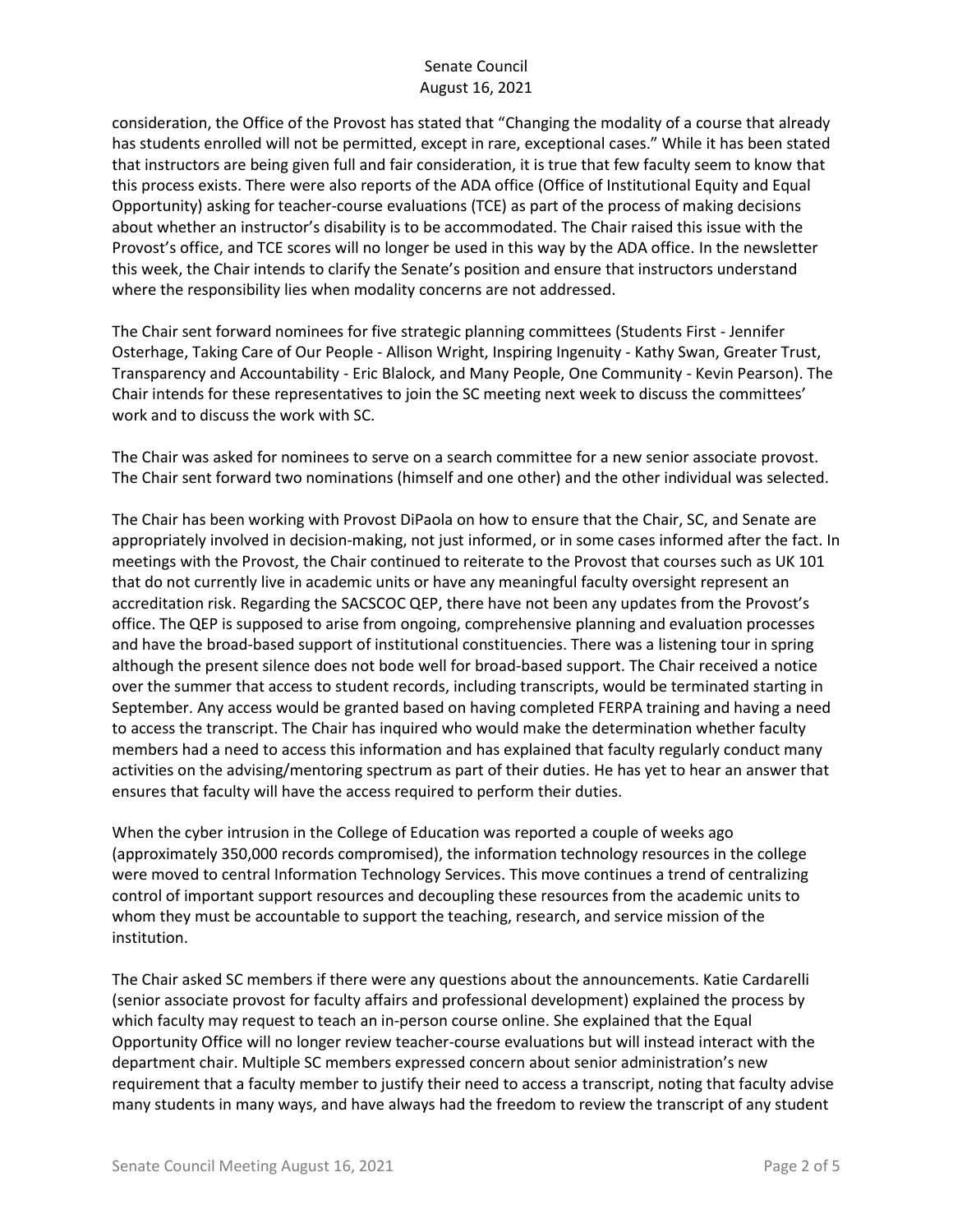consideration, the Office of the Provost has stated that "Changing the modality of a course that already has students enrolled will not be permitted, except in rare, exceptional cases." While it has been stated that instructors are being given full and fair consideration, it is true that few faculty seem to know that this process exists. There were also reports of the ADA office (Office of Institutional Equity and Equal Opportunity) asking for teacher-course evaluations (TCE) as part of the process of making decisions about whether an instructor's disability is to be accommodated. The Chair raised this issue with the Provost's office, and TCE scores will no longer be used in this way by the ADA office. In the newsletter this week, the Chair intends to clarify the Senate's position and ensure that instructors understand where the responsibility lies when modality concerns are not addressed.

The Chair sent forward nominees for five strategic planning committees (Students First - Jennifer Osterhage, Taking Care of Our People - Allison Wright, Inspiring Ingenuity - Kathy Swan, Greater Trust, Transparency and Accountability - Eric Blalock, and Many People, One Community - Kevin Pearson). The Chair intends for these representatives to join the SC meeting next week to discuss the committees' work and to discuss the work with SC.

The Chair was asked for nominees to serve on a search committee for a new senior associate provost. The Chair sent forward two nominations (himself and one other) and the other individual was selected.

The Chair has been working with Provost DiPaola on how to ensure that the Chair, SC, and Senate are appropriately involved in decision-making, not just informed, or in some cases informed after the fact. In meetings with the Provost, the Chair continued to reiterate to the Provost that courses such as UK 101 that do not currently live in academic units or have any meaningful faculty oversight represent an accreditation risk. Regarding the SACSCOC QEP, there have not been any updates from the Provost's office. The QEP is supposed to arise from ongoing, comprehensive planning and evaluation processes and have the broad-based support of institutional constituencies. There was a listening tour in spring although the present silence does not bode well for broad-based support. The Chair received a notice over the summer that access to student records, including transcripts, would be terminated starting in September. Any access would be granted based on having completed FERPA training and having a need to access the transcript. The Chair has inquired who would make the determination whether faculty members had a need to access this information and has explained that faculty regularly conduct many activities on the advising/mentoring spectrum as part of their duties. He has yet to hear an answer that ensures that faculty will have the access required to perform their duties.

When the cyber intrusion in the College of Education was reported a couple of weeks ago (approximately 350,000 records compromised), the information technology resources in the college were moved to central Information Technology Services. This move continues a trend of centralizing control of important support resources and decoupling these resources from the academic units to whom they must be accountable to support the teaching, research, and service mission of the institution.

The Chair asked SC members if there were any questions about the announcements. Katie Cardarelli (senior associate provost for faculty affairs and professional development) explained the process by which faculty may request to teach an in-person course online. She explained that the Equal Opportunity Office will no longer review teacher-course evaluations but will instead interact with the department chair. Multiple SC members expressed concern about senior administration's new requirement that a faculty member to justify their need to access a transcript, noting that faculty advise many students in many ways, and have always had the freedom to review the transcript of any student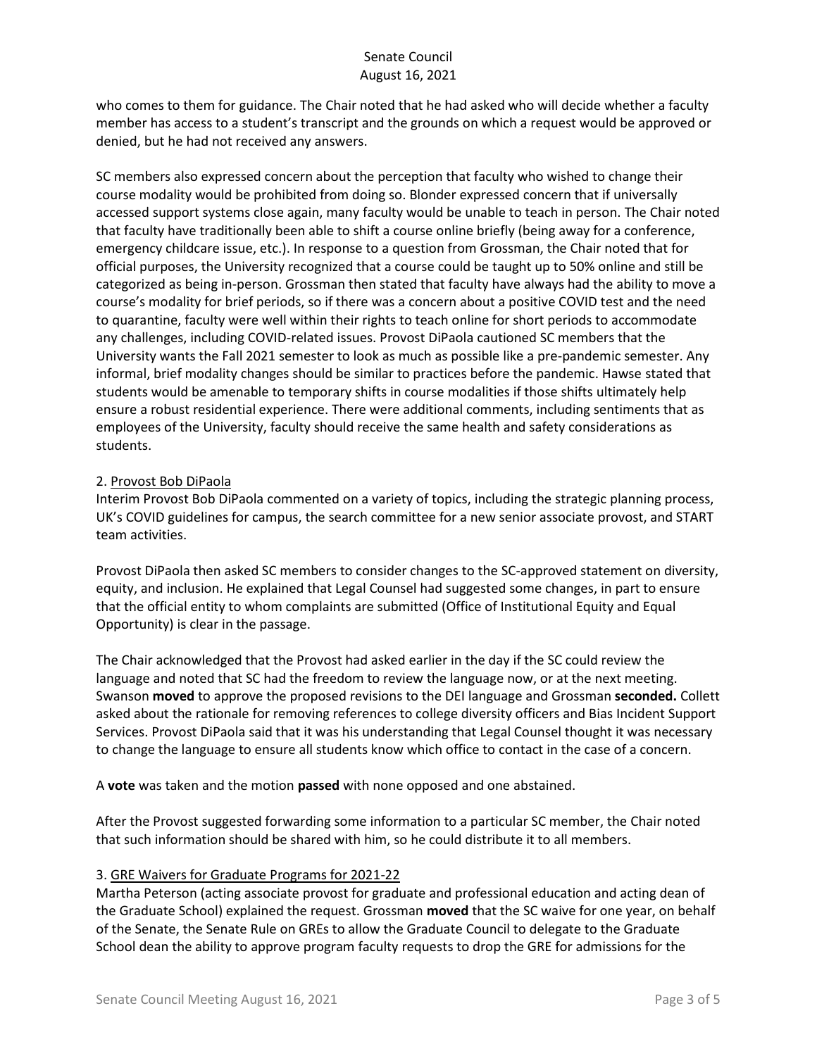who comes to them for guidance. The Chair noted that he had asked who will decide whether a faculty member has access to a student's transcript and the grounds on which a request would be approved or denied, but he had not received any answers.

SC members also expressed concern about the perception that faculty who wished to change their course modality would be prohibited from doing so. Blonder expressed concern that if universally accessed support systems close again, many faculty would be unable to teach in person. The Chair noted that faculty have traditionally been able to shift a course online briefly (being away for a conference, emergency childcare issue, etc.). In response to a question from Grossman, the Chair noted that for official purposes, the University recognized that a course could be taught up to 50% online and still be categorized as being in-person. Grossman then stated that faculty have always had the ability to move a course's modality for brief periods, so if there was a concern about a positive COVID test and the need to quarantine, faculty were well within their rights to teach online for short periods to accommodate any challenges, including COVID-related issues. Provost DiPaola cautioned SC members that the University wants the Fall 2021 semester to look as much as possible like a pre-pandemic semester. Any informal, brief modality changes should be similar to practices before the pandemic. Hawse stated that students would be amenable to temporary shifts in course modalities if those shifts ultimately help ensure a robust residential experience. There were additional comments, including sentiments that as employees of the University, faculty should receive the same health and safety considerations as students.

2. <u>Provost Bob DiPaola</u>

Interim Provost Bob DiPaola commented on a variety of topics, including the strategic planning process, UK's COVID guidelines for campus, the search committee for a new senior associate provost, and START team activities.

Provost DiPaola then asked SC members to consider changes to the SC-approved statement on diversity, equity, and inclusion. He explained that Legal Counsel had suggested some changes, in part to ensure that the official entity to whom complaints are submitted (Office of Institutional Equity and Equal Opportunity) is clear in the passage.

The Chair acknowledged that the Provost had asked earlier in the day if the SC could review the language and noted that SC had the freedom to review the language now, or at the next meeting. Swanson **moved** to approve the proposed revisions to the DEI language and Grossman **seconded.** Collett asked about the rationale for removing references to college diversity officers and Bias Incident Support Services. Provost DiPaola said that it was his understanding that Legal Counsel thought it was necessary to change the language to ensure all students know which office to contact in the case of a concern.

A **vote** was taken and the motion **passed** with none opposed and one abstained.

After the Provost suggested forwarding some information to a particular SC member, the Chair noted that such information should be shared with him, so he could distribute it to all members.

3. <u>GRE Waivers for Graduate Programs for 2021-22</u>

Martha Peterson (acting associate provost for graduate and professional education and acting dean of the Graduate School) explained the request. Grossman **moved** that the SC waive for one year, on behalf of the Senate, the Senate Rule on GREs to allow the Graduate Council to delegate to the Graduate School dean the ability to approve program faculty requests to drop the GRE for admissions for the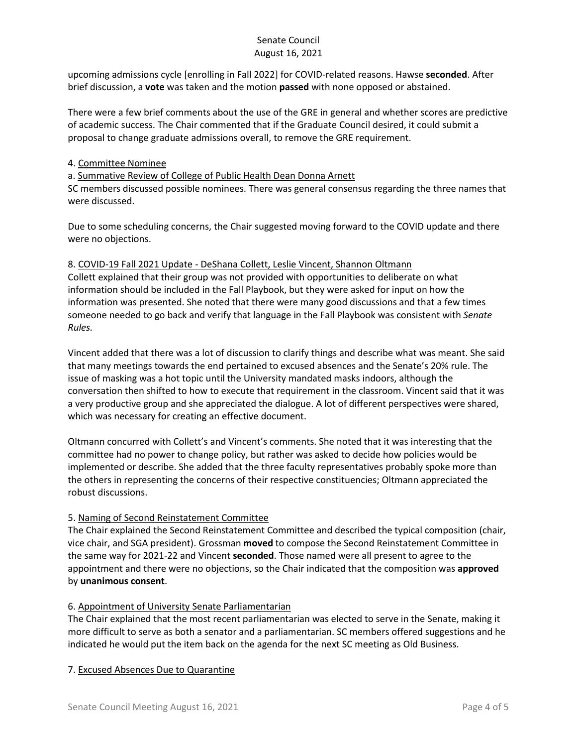upcoming admissions cycle [enrolling in Fall 2022] for COVID-related reasons. Hawse **seconded**. After brief discussion, a **vote** was taken and the motion **passed** with none opposed or abstained.

There were a few brief comments about the use of the GRE in general and whether scores are predictive of academic success. The Chair commented that if the Graduate Council desired, it could submit a proposal to change graduate admissions overall, to remove the GRE requirement.

4. Committee Nominee

a. Summative Review of College of Public Health Dean Donna Arnett

SC members discussed possible nominees. There was general consensus regarding the three names that were discussed.

Due to some scheduling concerns, the Chair suggested moving forward to the COVID update and there were no objections.

8. COVID-19 Fall 2021 Update - DeShana Collett, Leslie Vincent, Shannon Oltmann

Collett explained that their group was not provided with opportunities to deliberate on what information should be included in the Fall Playbook, but they were asked for input on how the information was presented. She noted that there were many good discussions and that a few times someone needed to go back and verify that language in the Fall Playbook was consistent with *Senate Rules.*

Vincent added that there was a lot of discussion to clarify things and describe what was meant. She said that many meetings towards the end pertained to excused absences and the Senate's 20% rule. The issue of masking was a hot topic until the University mandated masks indoors, although the conversation then shifted to how to execute that requirement in the classroom. Vincent said that it was a very productive group and she appreciated the dialogue. A lot of different perspectives were shared, which was necessary for creating an effective document.

Oltmann concurred with Collett's and Vincent's comments. She noted that it was interesting that the committee had no power to change policy, but rather was asked to decide how policies would be implemented or describe. She added that the three faculty representatives probably spoke more than the others in representing the concerns of their respective constituencies; Oltmann appreciated the robust discussions.

5. Naming of Second Reinstatement Committee

The Chair explained the Second Reinstatement Committee and described the typical composition (chair, vice chair, and SGA president). Grossman **moved** to compose the Second Reinstatement Committee in the same way for 2021-22 and Vincent **seconded**. Those named were all present to agree to the appointment and there were no objections, so the Chair indicated that the composition was **approved** by **unanimous consent**.

6. Appointment of University Senate Parliamentarian

The Chair explained that the most recent parliamentarian was elected to serve in the Senate, making it more difficult to serve as both a senator and a parliamentarian. SC members offered suggestions and he indicated he would put the item back on the agenda for the next SC meeting as Old Business.

7. Excused Absences Due to Quarantine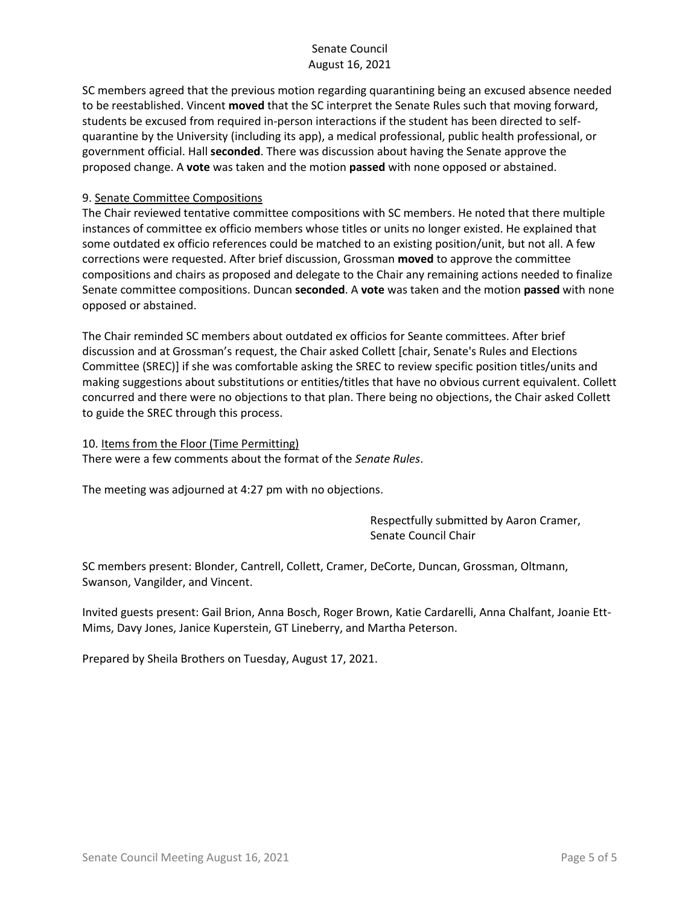SC members agreed that the previous motion regarding quarantining being an excused absence needed to be reestablished. Vincent **moved** that the SC interpret the Senate Rules such that moving forward, students be excused from required in-person interactions if the student has been directed to self-quarantine by the University (including its app), a medical professional, public health professional, or government official. Hall **seconded**. There was discussion about having the Senate approve the proposed change. A **vote** was taken and the motion **passed** with none opposed or abstained.

9. Senate Committee Compositions

The Chair reviewed tentative committee compositions with SC members. He noted that there multiple instances of committee ex officio members whose titles or units no longer existed. He explained that some outdated ex officio references could be matched to an existing position/unit, but not all. A few corrections were requested. After brief discussion, Grossman **moved** to approve the committee compositions and chairs as proposed and delegate to the Chair any remaining actions needed to finalize Senate committee compositions. Duncan **seconded**. A **vote** was taken and the motion **passed** with none opposed or abstained.

The Chair reminded SC members about outdated ex officios for Seante committees. After brief discussion and at Grossman's request, the Chair asked Collett [chair, Senate's Rules and Elections Committee (SREC)] if she was comfortable asking the SREC to review specific position titles/units and making suggestions about substitutions or entities/titles that have no obvious current equivalent. Collett concurred and there were no objections to that plan. There being no objections, the Chair asked Collett to guide the SREC through this process.

10. Items from the Floor (Time Permitting)

There were a few comments about the format of the *Senate Rules*.

The meeting was adjourned at 4:27 pm with no objections.

Respectfully submitted by Aaron Cramer,
Senate Council Chair

SC members present: Blonder, Cantrell, Collett, Cramer, DeCorte, Duncan, Grossman, Oltmann, Swanson, Vangilder, and Vincent.

Invited guests present: Gail Brion, Anna Bosch, Roger Brown, Katie Cardarelli, Anna Chalfant, Joanie Ett-Mims, Davy Jones, Janice Kuperstein, GT Lineberry, and Martha Peterson.

Prepared by Sheila Brothers on Tuesday, August 17, 2021.